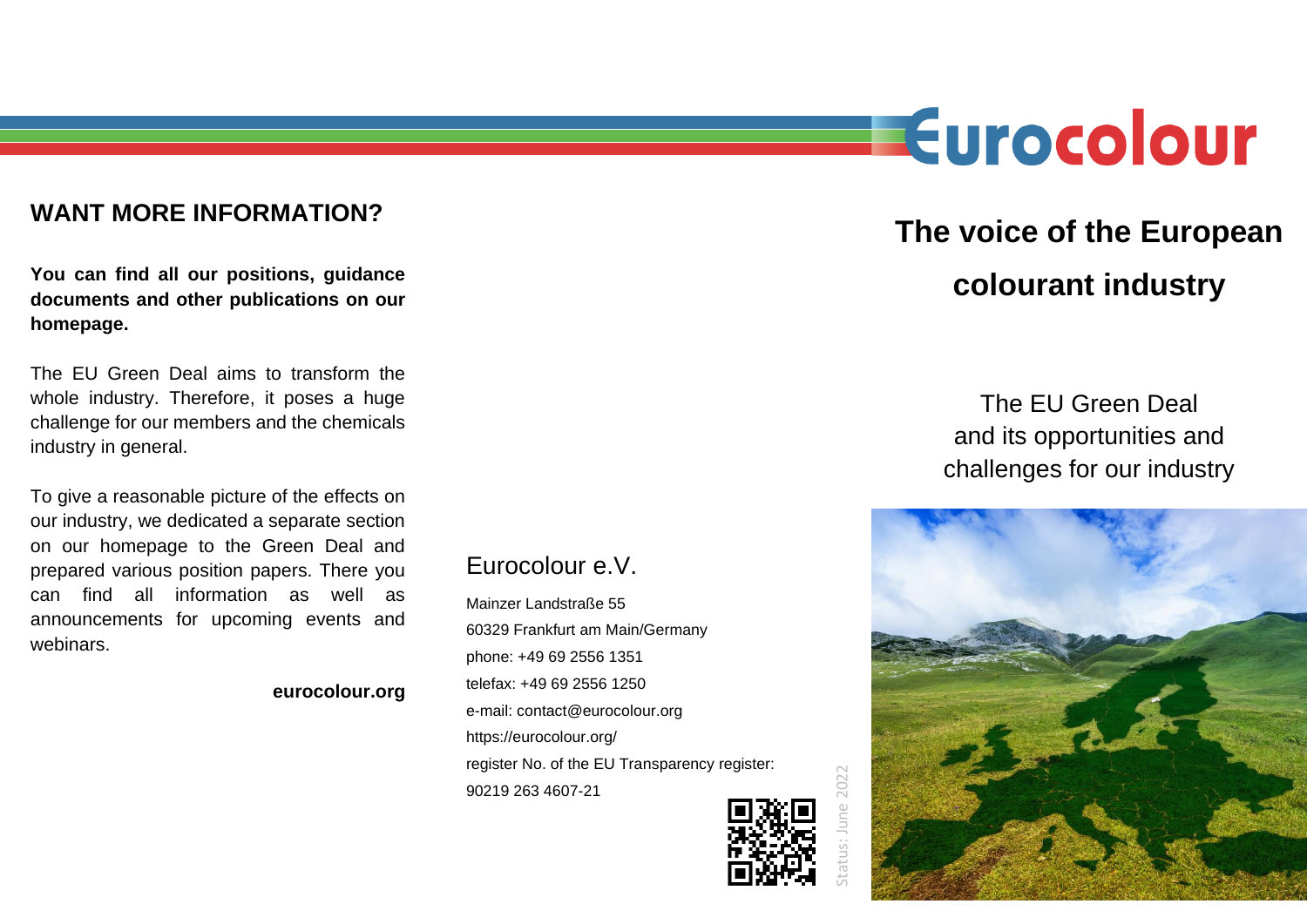## WANT MORE INFORMATION?

**You can find all our positions, guidance documents and other publications on our homepage.**

The EU Green Deal aims to transform the whole industry. Therefore, it poses a huge challenge for our members and the chemicals industry in general.

To give a reasonable picture of the effects on our industry, we dedicated a separate section on our homepage to the Green Deal and prepared various position papers. There you can find all information as well as announcements for upcoming events and webinars.

**eurocolour.org**

Eurocolour e.V.

Mainzer Landstraße 55
60329 Frankfurt am Main/Germany
phone: +49 69 2556 1351
telefax: +49 69 2556 1250
e-mail: contact@eurocolour.org
https://eurocolour.org/
register No. of the EU Transparency register:
90219 263 4607-21

Status: June 2022

# Eurocolour

## The voice of the European colourant industry

The EU Green Deal
and its opportunities and
challenges for our industry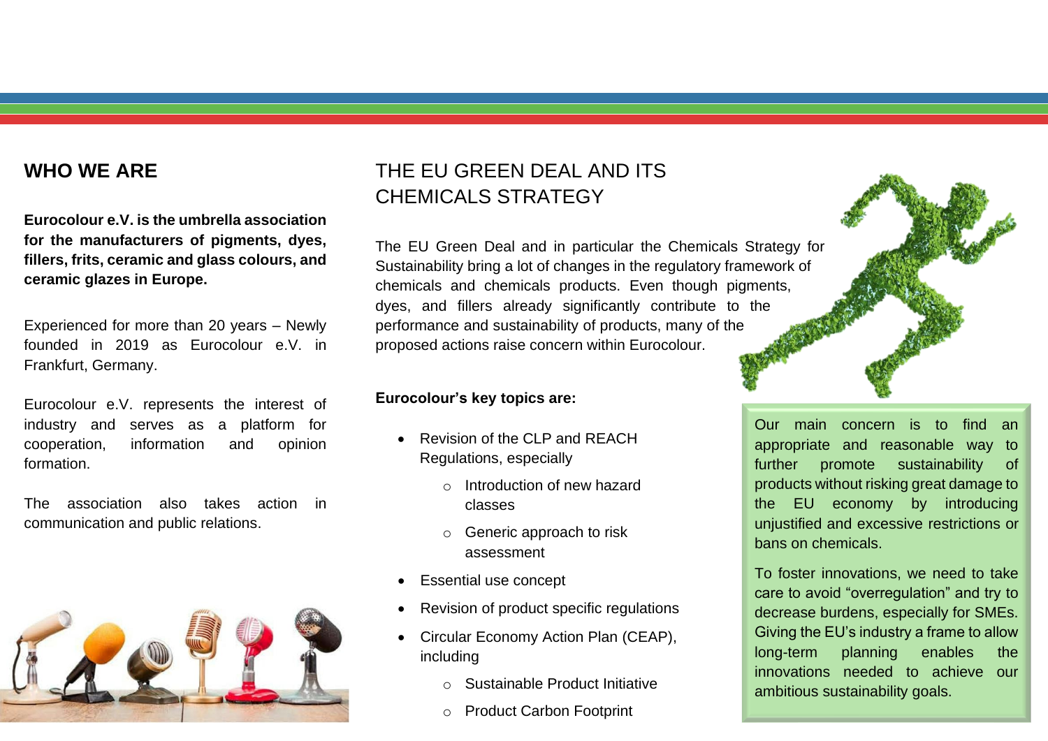## WHO WE ARE

**Eurocolour e.V. is the umbrella association for the manufacturers of pigments, dyes, fillers, frits, ceramic and glass colours, and ceramic glazes in Europe.**

Experienced for more than 20 years – Newly founded in 2019 as Eurocolour e.V. in Frankfurt, Germany.

Eurocolour e.V. represents the interest of industry and serves as a platform for cooperation, information and opinion formation.

The association also takes action in communication and public relations.

## THE EU GREEN DEAL AND ITS CHEMICALS STRATEGY

The EU Green Deal and in particular the Chemicals Strategy for Sustainability bring a lot of changes in the regulatory framework of chemicals and chemicals products. Even though pigments, dyes, and fillers already significantly contribute to the performance and sustainability of products, many of the proposed actions raise concern within Eurocolour.

**Eurocolour's key topics are:**

- Revision of the CLP and REACH Regulations, especially
  - Introduction of new hazard classes
  - Generic approach to risk assessment
- Essential use concept
- Revision of product specific regulations
- Circular Economy Action Plan (CEAP), including
  - Sustainable Product Initiative
  - Product Carbon Footprint

Our main concern is to find an appropriate and reasonable way to further promote sustainability of products without risking great damage to the EU economy by introducing unjustified and excessive restrictions or bans on chemicals.

To foster innovations, we need to take care to avoid "overregulation" and try to decrease burdens, especially for SMEs. Giving the EU's industry a frame to allow long-term planning enables the innovations needed to achieve our ambitious sustainability goals.